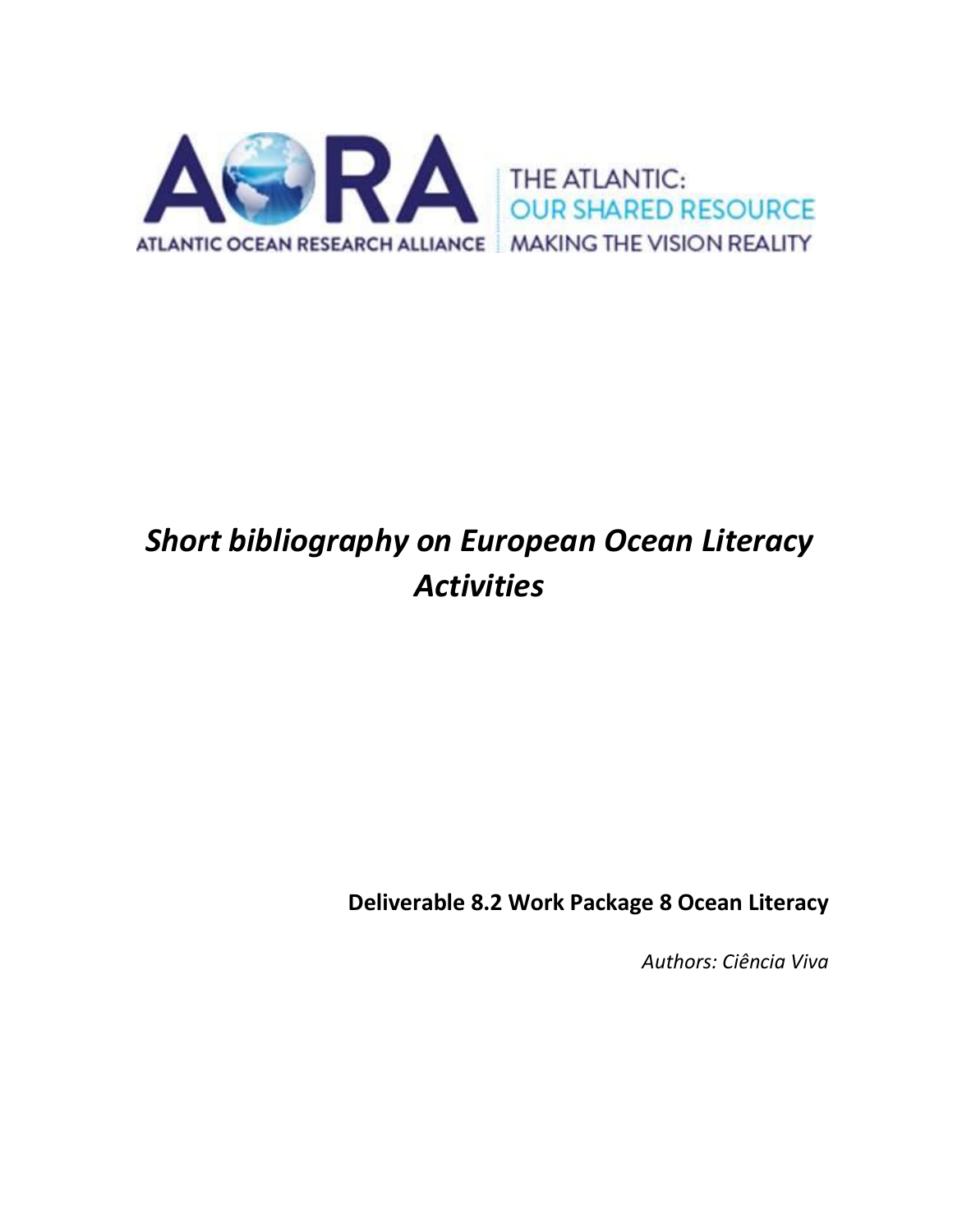AORA

ATLANTIC OCEAN RESEARCH ALLIANCE

THE ATLANTIC:
OUR SHARED RESOURCE
MAKING THE VISION REALITY

# *Short bibliography on European Ocean Literacy Activities*

**Deliverable 8.2 Work Package 8 Ocean Literacy**

*Authors: Ciência Viva*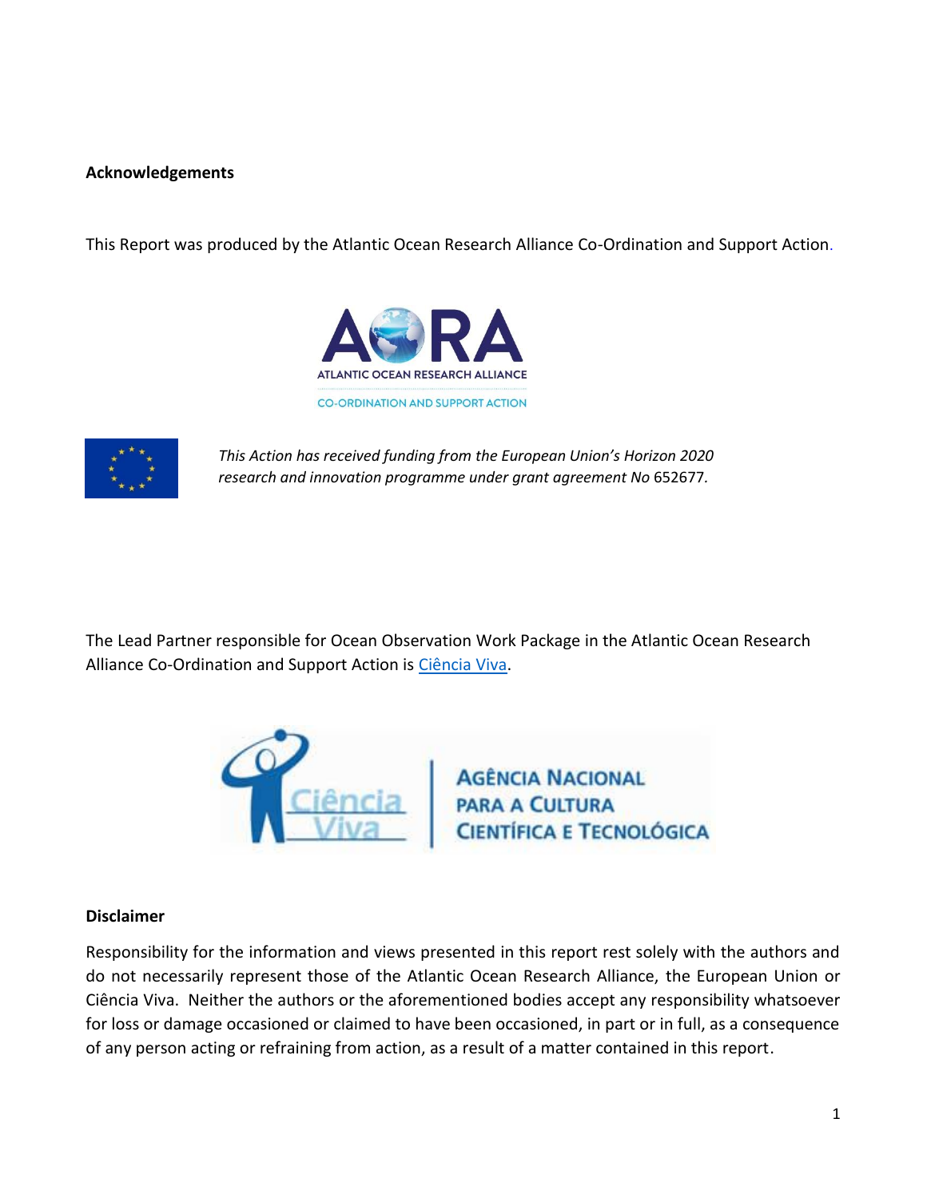**Acknowledgements**

This Report was produced by the Atlantic Ocean Research Alliance Co-Ordination and Support Action.

*This Action has received funding from the European Union's Horizon 2020 research and innovation programme under grant agreement No* 652677*.*

The Lead Partner responsible for Ocean Observation Work Package in the Atlantic Ocean Research Alliance Co-Ordination and Support Action is Ciência Viva.

**Disclaimer**

Responsibility for the information and views presented in this report rest solely with the authors and do not necessarily represent those of the Atlantic Ocean Research Alliance, the European Union or Ciência Viva. Neither the authors or the aforementioned bodies accept any responsibility whatsoever for loss or damage occasioned or claimed to have been occasioned, in part or in full, as a consequence of any person acting or refraining from action, as a result of a matter contained in this report.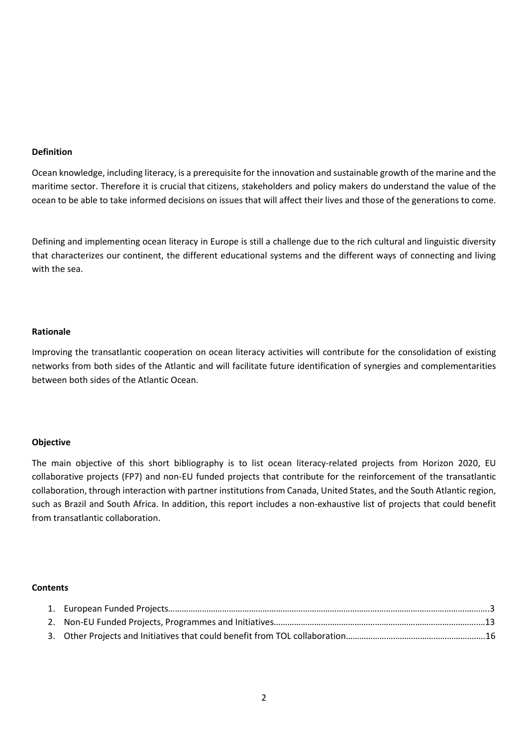**Definition**

Ocean knowledge, including literacy, is a prerequisite for the innovation and sustainable growth of the marine and the maritime sector. Therefore it is crucial that citizens, stakeholders and policy makers do understand the value of the ocean to be able to take informed decisions on issues that will affect their lives and those of the generations to come.

Defining and implementing ocean literacy in Europe is still a challenge due to the rich cultural and linguistic diversity that characterizes our continent, the different educational systems and the different ways of connecting and living with the sea.

**Rationale**

Improving the transatlantic cooperation on ocean literacy activities will contribute for the consolidation of existing networks from both sides of the Atlantic and will facilitate future identification of synergies and complementarities between both sides of the Atlantic Ocean.

**Objective**

The main objective of this short bibliography is to list ocean literacy-related projects from Horizon 2020, EU collaborative projects (FP7) and non-EU funded projects that contribute for the reinforcement of the transatlantic collaboration, through interaction with partner institutions from Canada, United States, and the South Atlantic region, such as Brazil and South Africa. In addition, this report includes a non-exhaustive list of projects that could benefit from transatlantic collaboration.

**Contents**

1. European Funded Projects……………………………………………………………………………………………………………………3
2. Non-EU Funded Projects, Programmes and Initiatives………………………………………………………………………………13
3. Other Projects and Initiatives that could benefit from TOL collaboration……………………………………………………16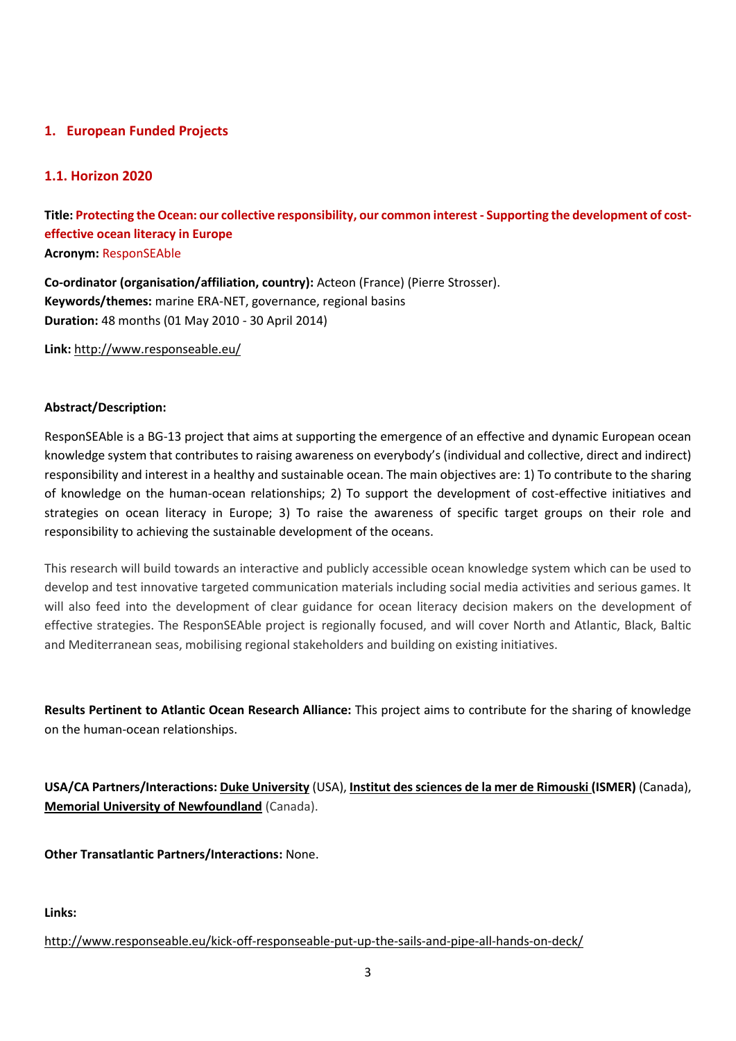## 1. European Funded Projects

### 1.1. Horizon 2020

**Title: Protecting the Ocean: our collective responsibility, our common interest - Supporting the development of cost-effective ocean literacy in Europe**
**Acronym:** ResponSEAble

**Co-ordinator (organisation/affiliation, country):** Acteon (France) (Pierre Strosser).
**Keywords/themes:** marine ERA-NET, governance, regional basins
**Duration:** 48 months (01 May 2010 - 30 April 2014)

**Link:** http://www.responseable.eu/

**Abstract/Description:**

ResponSEAble is a BG-13 project that aims at supporting the emergence of an effective and dynamic European ocean knowledge system that contributes to raising awareness on everybody's (individual and collective, direct and indirect) responsibility and interest in a healthy and sustainable ocean. The main objectives are: 1) To contribute to the sharing of knowledge on the human-ocean relationships; 2) To support the development of cost-effective initiatives and strategies on ocean literacy in Europe; 3) To raise the awareness of specific target groups on their role and responsibility to achieving the sustainable development of the oceans.

This research will build towards an interactive and publicly accessible ocean knowledge system which can be used to develop and test innovative targeted communication materials including social media activities and serious games. It will also feed into the development of clear guidance for ocean literacy decision makers on the development of effective strategies. The ResponSEAble project is regionally focused, and will cover North and Atlantic, Black, Baltic and Mediterranean seas, mobilising regional stakeholders and building on existing initiatives.

**Results Pertinent to Atlantic Ocean Research Alliance:** This project aims to contribute for the sharing of knowledge on the human-ocean relationships.

**USA/CA Partners/Interactions: Duke University** (USA), **Institut des sciences de la mer de Rimouski (ISMER)** (Canada), **Memorial University of Newfoundland** (Canada).

**Other Transatlantic Partners/Interactions:** None.

**Links:**

http://www.responseable.eu/kick-off-responseable-put-up-the-sails-and-pipe-all-hands-on-deck/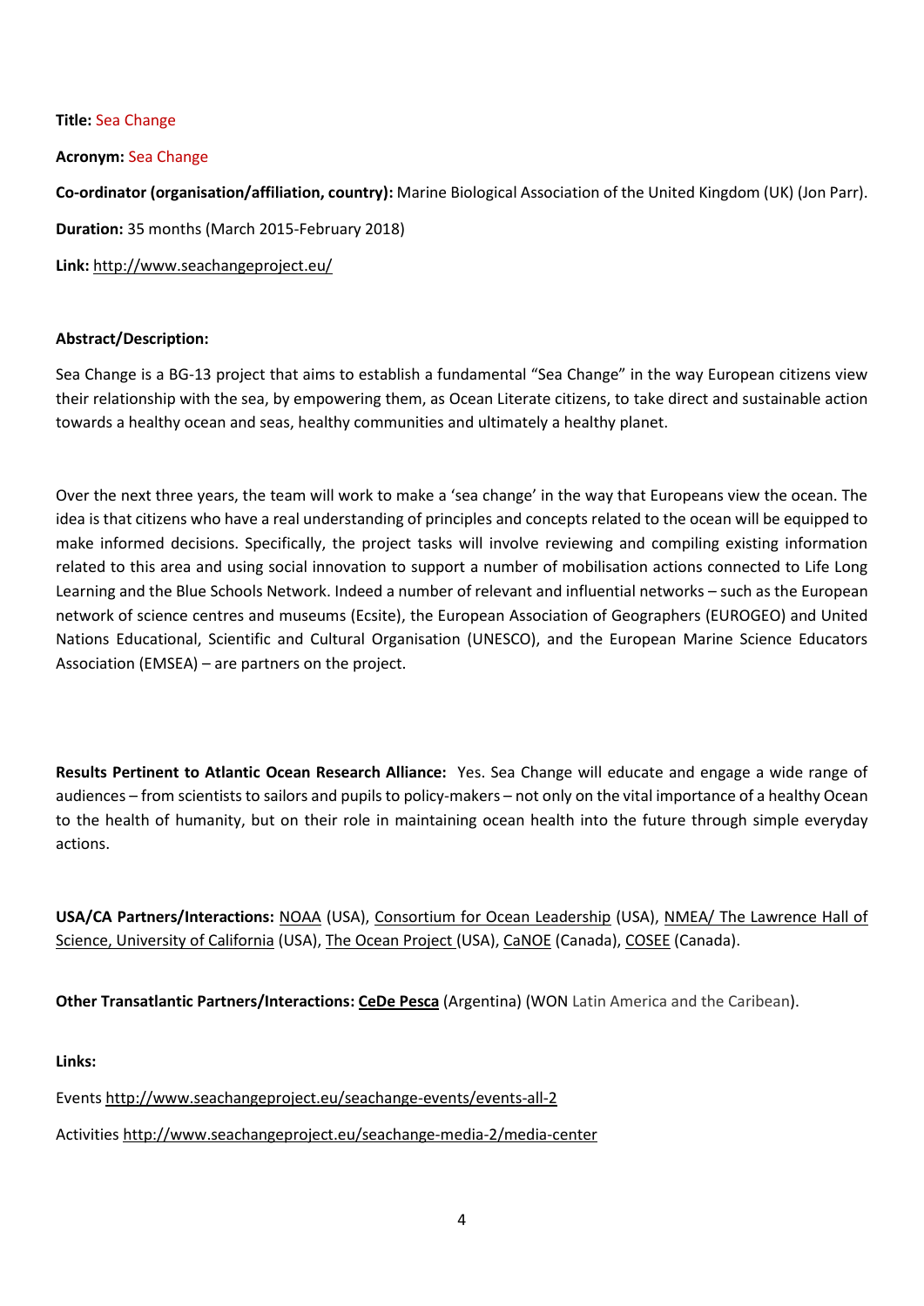**Title:** Sea Change

**Acronym:** Sea Change

**Co-ordinator (organisation/affiliation, country):** Marine Biological Association of the United Kingdom (UK) (Jon Parr).

**Duration:** 35 months (March 2015-February 2018)

**Link:** http://www.seachangeproject.eu/

**Abstract/Description:**

Sea Change is a BG-13 project that aims to establish a fundamental "Sea Change" in the way European citizens view their relationship with the sea, by empowering them, as Ocean Literate citizens, to take direct and sustainable action towards a healthy ocean and seas, healthy communities and ultimately a healthy planet.

Over the next three years, the team will work to make a 'sea change' in the way that Europeans view the ocean. The idea is that citizens who have a real understanding of principles and concepts related to the ocean will be equipped to make informed decisions. Specifically, the project tasks will involve reviewing and compiling existing information related to this area and using social innovation to support a number of mobilisation actions connected to Life Long Learning and the Blue Schools Network. Indeed a number of relevant and influential networks – such as the European network of science centres and museums (Ecsite), the European Association of Geographers (EUROGEO) and United Nations Educational, Scientific and Cultural Organisation (UNESCO), and the European Marine Science Educators Association (EMSEA) – are partners on the project.

**Results Pertinent to Atlantic Ocean Research Alliance:** Yes. Sea Change will educate and engage a wide range of audiences – from scientists to sailors and pupils to policy-makers – not only on the vital importance of a healthy Ocean to the health of humanity, but on their role in maintaining ocean health into the future through simple everyday actions.

**USA/CA Partners/Interactions:** NOAA (USA), Consortium for Ocean Leadership (USA), NMEA/ The Lawrence Hall of Science, University of California (USA), The Ocean Project (USA), CaNOE (Canada), COSEE (Canada).

**Other Transatlantic Partners/Interactions:** **CeDe Pesca** (Argentina) (WON Latin America and the Caribean).

**Links:**

Events http://www.seachangeproject.eu/seachange-events/events-all-2

Activities http://www.seachangeproject.eu/seachange-media-2/media-center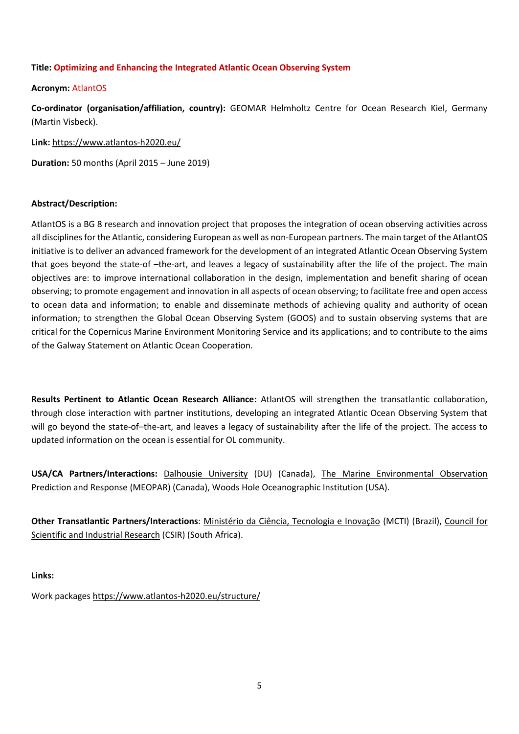**Title: Optimizing and Enhancing the Integrated Atlantic Ocean Observing System**

**Acronym:** AtlantOS

**Co-ordinator (organisation/affiliation, country):** GEOMAR Helmholtz Centre for Ocean Research Kiel, Germany (Martin Visbeck).

**Link:** https://www.atlantos-h2020.eu/

**Duration:** 50 months (April 2015 – June 2019)

**Abstract/Description:**

AtlantOS is a BG 8 research and innovation project that proposes the integration of ocean observing activities across all disciplines for the Atlantic, considering European as well as non-European partners. The main target of the AtlantOS initiative is to deliver an advanced framework for the development of an integrated Atlantic Ocean Observing System that goes beyond the state-of –the-art, and leaves a legacy of sustainability after the life of the project. The main objectives are: to improve international collaboration in the design, implementation and benefit sharing of ocean observing; to promote engagement and innovation in all aspects of ocean observing; to facilitate free and open access to ocean data and information; to enable and disseminate methods of achieving quality and authority of ocean information; to strengthen the Global Ocean Observing System (GOOS) and to sustain observing systems that are critical for the Copernicus Marine Environment Monitoring Service and its applications; and to contribute to the aims of the Galway Statement on Atlantic Ocean Cooperation.

**Results Pertinent to Atlantic Ocean Research Alliance:** AtlantOS will strengthen the transatlantic collaboration, through close interaction with partner institutions, developing an integrated Atlantic Ocean Observing System that will go beyond the state-of–the-art, and leaves a legacy of sustainability after the life of the project. The access to updated information on the ocean is essential for OL community.

**USA/CA Partners/Interactions:** Dalhousie University (DU) (Canada), The Marine Environmental Observation Prediction and Response (MEOPAR) (Canada), Woods Hole Oceanographic Institution (USA).

**Other Transatlantic Partners/Interactions**: Ministério da Ciência, Tecnologia e Inovação (MCTI) (Brazil), Council for Scientific and Industrial Research (CSIR) (South Africa).

**Links:**

Work packages https://www.atlantos-h2020.eu/structure/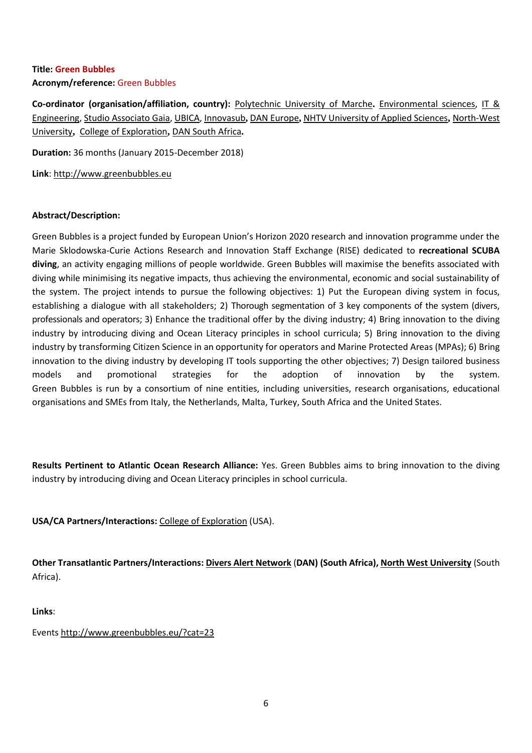**Title: Green Bubbles**
**Acronym/reference:** Green Bubbles

**Co-ordinator (organisation/affiliation, country):** Polytechnic University of Marche**.** Environmental sciences, IT & Engineering, Studio Associato Gaia, UBICA, Innovasub**,** DAN Europe**,** NHTV University of Applied Sciences**,** North-West University**,** College of Exploration**,** DAN South Africa**.**

**Duration:** 36 months (January 2015-December 2018)

**Link**: http://www.greenbubbles.eu

**Abstract/Description:**

Green Bubbles is a project funded by European Union's Horizon 2020 research and innovation programme under the Marie Sklodowska-Curie Actions Research and Innovation Staff Exchange (RISE) dedicated to **recreational SCUBA diving**, an activity engaging millions of people worldwide. Green Bubbles will maximise the benefits associated with diving while minimising its negative impacts, thus achieving the environmental, economic and social sustainability of the system. The project intends to pursue the following objectives: 1) Put the European diving system in focus, establishing a dialogue with all stakeholders; 2) Thorough segmentation of 3 key components of the system (divers, professionals and operators; 3) Enhance the traditional offer by the diving industry; 4) Bring innovation to the diving industry by introducing diving and Ocean Literacy principles in school curricula; 5) Bring innovation to the diving industry by transforming Citizen Science in an opportunity for operators and Marine Protected Areas (MPAs); 6) Bring innovation to the diving industry by developing IT tools supporting the other objectives; 7) Design tailored business models and promotional strategies for the adoption of innovation by the system. Green Bubbles is run by a consortium of nine entities, including universities, research organisations, educational organisations and SMEs from Italy, the Netherlands, Malta, Turkey, South Africa and the United States.

**Results Pertinent to Atlantic Ocean Research Alliance:** Yes. Green Bubbles aims to bring innovation to the diving industry by introducing diving and Ocean Literacy principles in school curricula.

**USA/CA Partners/Interactions:** College of Exploration (USA).

**Other Transatlantic Partners/Interactions: Divers Alert Network (DAN) (South Africa), North West University** (South Africa).

**Links**:

Events http://www.greenbubbles.eu/?cat=23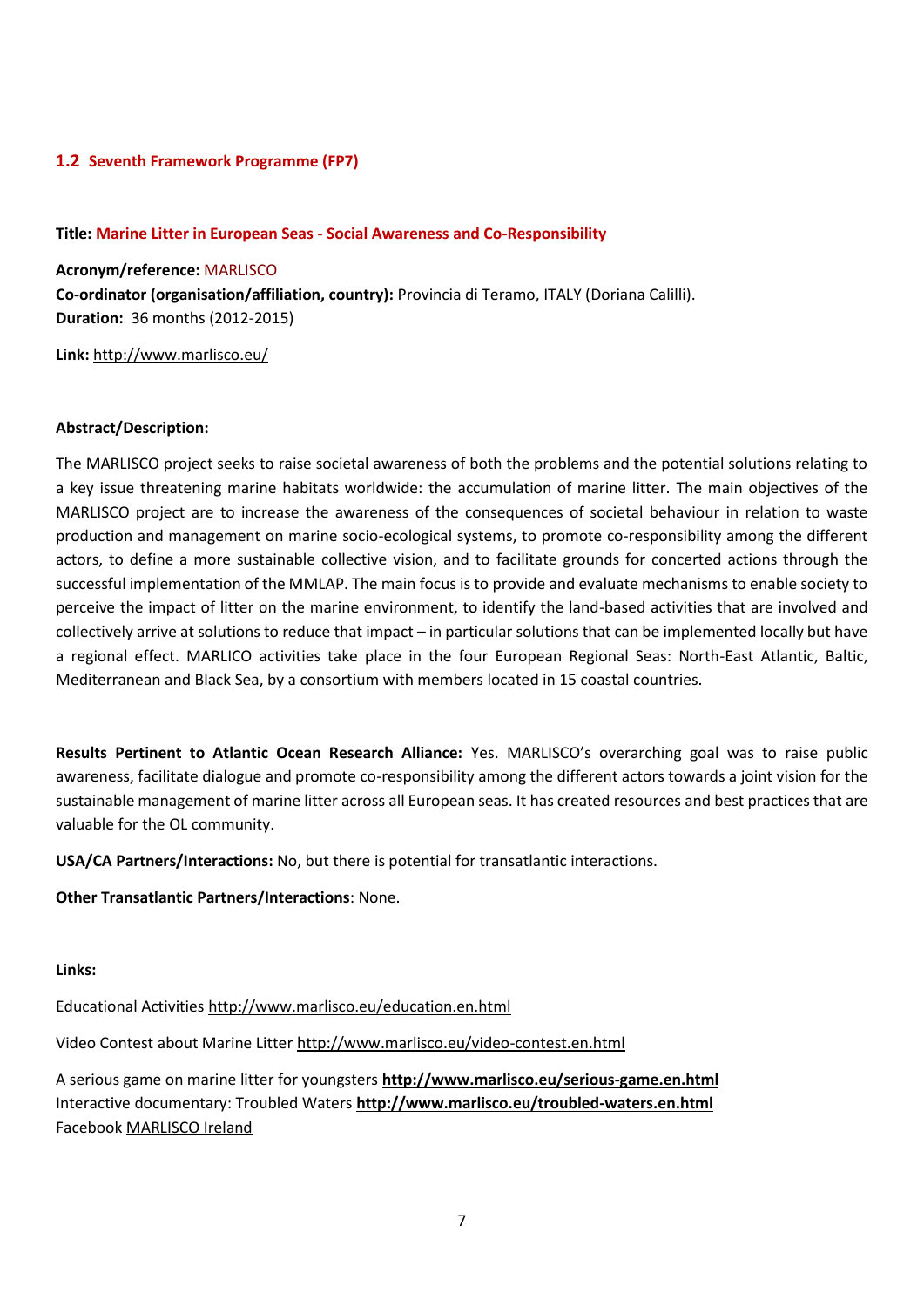## 1.2 Seventh Framework Programme (FP7)

**Title: Marine Litter in European Seas - Social Awareness and Co-Responsibility**

**Acronym/reference:** MARLISCO
**Co-ordinator (organisation/affiliation, country):** Provincia di Teramo, ITALY (Doriana Calilli).
**Duration:** 36 months (2012-2015)

**Link:** http://www.marlisco.eu/

**Abstract/Description:**

The MARLISCO project seeks to raise societal awareness of both the problems and the potential solutions relating to a key issue threatening marine habitats worldwide: the accumulation of marine litter. The main objectives of the MARLISCO project are to increase the awareness of the consequences of societal behaviour in relation to waste production and management on marine socio-ecological systems, to promote co-responsibility among the different actors, to define a more sustainable collective vision, and to facilitate grounds for concerted actions through the successful implementation of the MMLAP. The main focus is to provide and evaluate mechanisms to enable society to perceive the impact of litter on the marine environment, to identify the land-based activities that are involved and collectively arrive at solutions to reduce that impact – in particular solutions that can be implemented locally but have a regional effect. MARLICO activities take place in the four European Regional Seas: North-East Atlantic, Baltic, Mediterranean and Black Sea, by a consortium with members located in 15 coastal countries.

**Results Pertinent to Atlantic Ocean Research Alliance:** Yes. MARLISCO's overarching goal was to raise public awareness, facilitate dialogue and promote co-responsibility among the different actors towards a joint vision for the sustainable management of marine litter across all European seas. It has created resources and best practices that are valuable for the OL community.

**USA/CA Partners/Interactions:** No, but there is potential for transatlantic interactions.

**Other Transatlantic Partners/Interactions**: None.

**Links:**

Educational Activities http://www.marlisco.eu/education.en.html

Video Contest about Marine Litter http://www.marlisco.eu/video-contest.en.html

A serious game on marine litter for youngsters **http://www.marlisco.eu/serious-game.en.html**
Interactive documentary: Troubled Waters **http://www.marlisco.eu/troubled-waters.en.html**
Facebook MARLISCO Ireland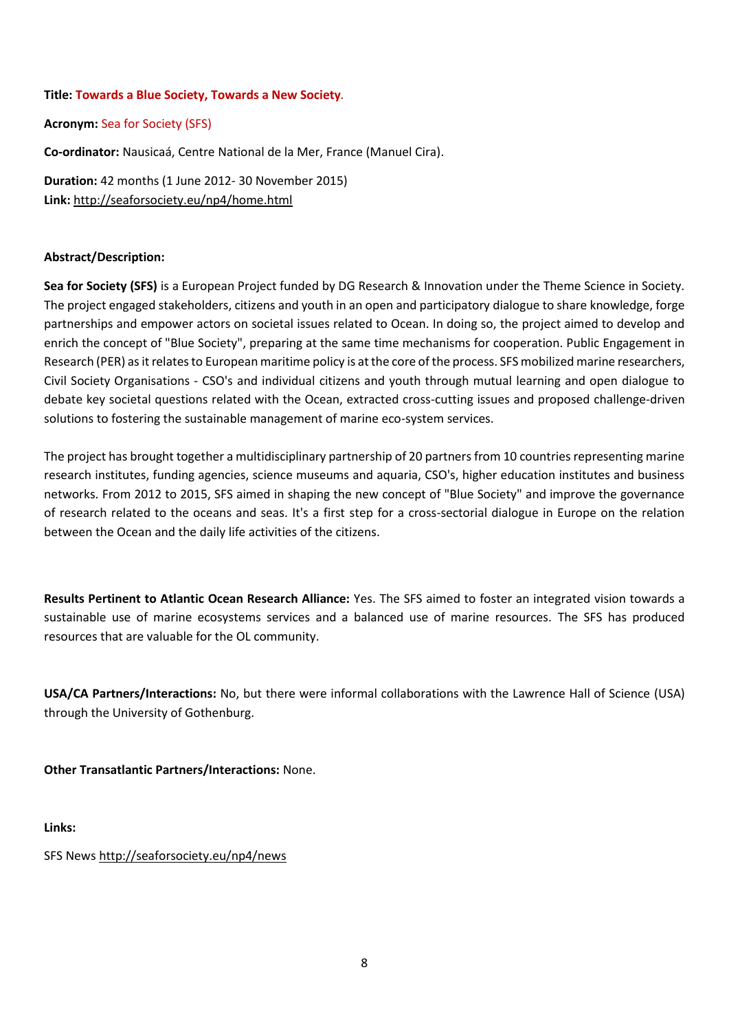**Title: Towards a Blue Society, Towards a New Society**.

**Acronym:** Sea for Society (SFS)

**Co-ordinator:** Nausicaá, Centre National de la Mer, France (Manuel Cira).

**Duration:** 42 months (1 June 2012- 30 November 2015)
**Link:** http://seaforsociety.eu/np4/home.html

**Abstract/Description:**

**Sea for Society (SFS)** is a European Project funded by DG Research & Innovation under the Theme Science in Society. The project engaged stakeholders, citizens and youth in an open and participatory dialogue to share knowledge, forge partnerships and empower actors on societal issues related to Ocean. In doing so, the project aimed to develop and enrich the concept of "Blue Society", preparing at the same time mechanisms for cooperation. Public Engagement in Research (PER) as it relates to European maritime policy is at the core of the process. SFS mobilized marine researchers, Civil Society Organisations - CSO's and individual citizens and youth through mutual learning and open dialogue to debate key societal questions related with the Ocean, extracted cross-cutting issues and proposed challenge-driven solutions to fostering the sustainable management of marine eco-system services.

The project has brought together a multidisciplinary partnership of 20 partners from 10 countries representing marine research institutes, funding agencies, science museums and aquaria, CSO's, higher education institutes and business networks. From 2012 to 2015, SFS aimed in shaping the new concept of "Blue Society" and improve the governance of research related to the oceans and seas. It's a first step for a cross-sectorial dialogue in Europe on the relation between the Ocean and the daily life activities of the citizens.

**Results Pertinent to Atlantic Ocean Research Alliance:** Yes. The SFS aimed to foster an integrated vision towards a sustainable use of marine ecosystems services and a balanced use of marine resources. The SFS has produced resources that are valuable for the OL community.

**USA/CA Partners/Interactions:** No, but there were informal collaborations with the Lawrence Hall of Science (USA) through the University of Gothenburg.

**Other Transatlantic Partners/Interactions:** None.

**Links:**

SFS News http://seaforsociety.eu/np4/news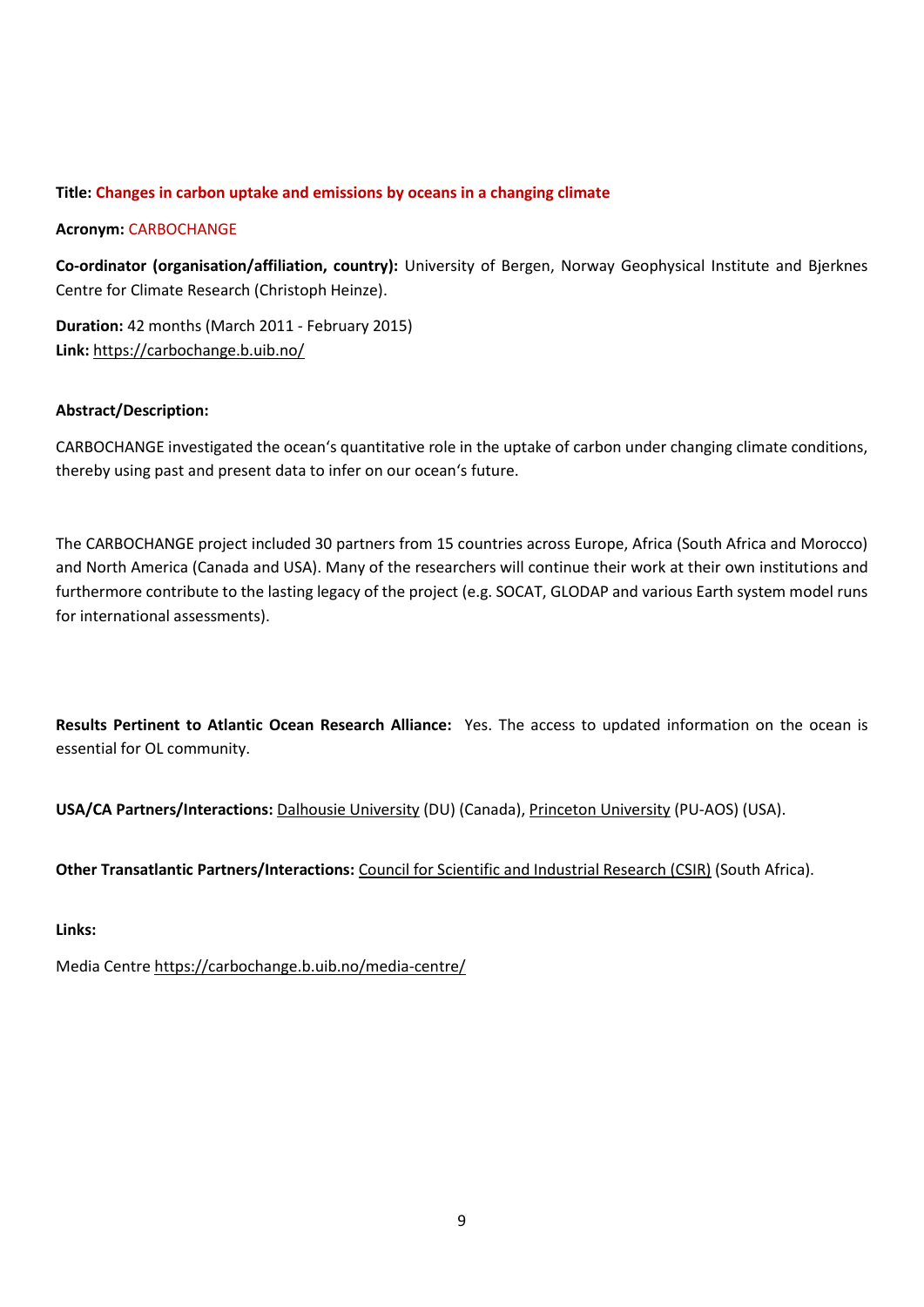**Title: Changes in carbon uptake and emissions by oceans in a changing climate**

**Acronym:** CARBOCHANGE

**Co-ordinator (organisation/affiliation, country):** University of Bergen, Norway Geophysical Institute and Bjerknes Centre for Climate Research (Christoph Heinze).

**Duration:** 42 months (March 2011 - February 2015)
**Link:** https://carbochange.b.uib.no/

**Abstract/Description:**

CARBOCHANGE investigated the ocean's quantitative role in the uptake of carbon under changing climate conditions, thereby using past and present data to infer on our ocean's future.

The CARBOCHANGE project included 30 partners from 15 countries across Europe, Africa (South Africa and Morocco) and North America (Canada and USA). Many of the researchers will continue their work at their own institutions and furthermore contribute to the lasting legacy of the project (e.g. SOCAT, GLODAP and various Earth system model runs for international assessments).

**Results Pertinent to Atlantic Ocean Research Alliance:** Yes. The access to updated information on the ocean is essential for OL community.

**USA/CA Partners/Interactions:** Dalhousie University (DU) (Canada), Princeton University (PU-AOS) (USA).

**Other Transatlantic Partners/Interactions:** Council for Scientific and Industrial Research (CSIR) (South Africa).

**Links:**

Media Centre https://carbochange.b.uib.no/media-centre/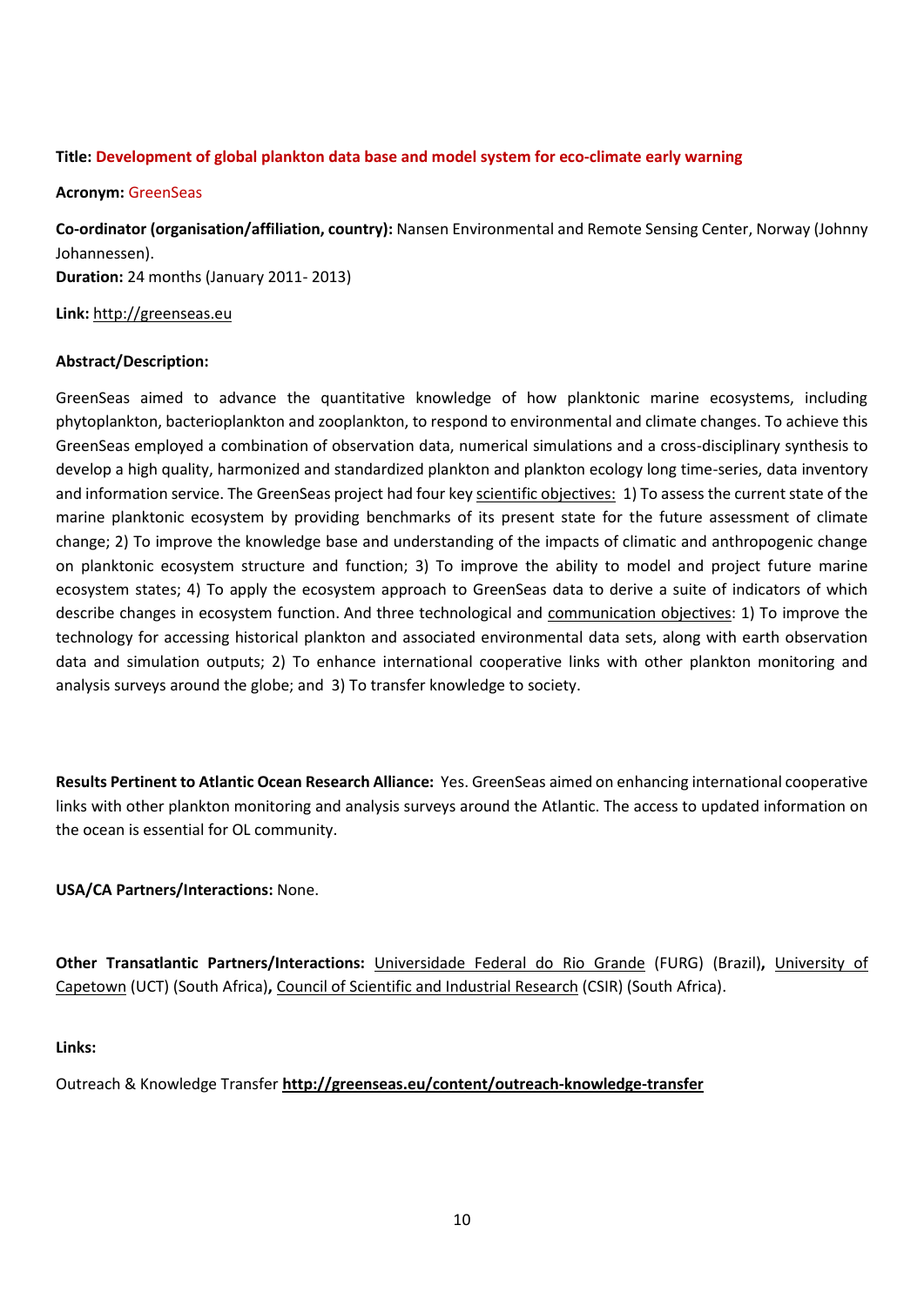**Title: Development of global plankton data base and model system for eco-climate early warning**

**Acronym:** GreenSeas

**Co-ordinator (organisation/affiliation, country):** Nansen Environmental and Remote Sensing Center, Norway (Johnny Johannessen).

**Duration:** 24 months (January 2011- 2013)

**Link:** http://greenseas.eu

**Abstract/Description:**

GreenSeas aimed to advance the quantitative knowledge of how planktonic marine ecosystems, including phytoplankton, bacterioplankton and zooplankton, to respond to environmental and climate changes. To achieve this GreenSeas employed a combination of observation data, numerical simulations and a cross-disciplinary synthesis to develop a high quality, harmonized and standardized plankton and plankton ecology long time-series, data inventory and information service. The GreenSeas project had four key scientific objectives: 1) To assess the current state of the marine planktonic ecosystem by providing benchmarks of its present state for the future assessment of climate change; 2) To improve the knowledge base and understanding of the impacts of climatic and anthropogenic change on planktonic ecosystem structure and function; 3) To improve the ability to model and project future marine ecosystem states; 4) To apply the ecosystem approach to GreenSeas data to derive a suite of indicators of which describe changes in ecosystem function. And three technological and communication objectives: 1) To improve the technology for accessing historical plankton and associated environmental data sets, along with earth observation data and simulation outputs; 2) To enhance international cooperative links with other plankton monitoring and analysis surveys around the globe; and 3) To transfer knowledge to society.

**Results Pertinent to Atlantic Ocean Research Alliance:** Yes. GreenSeas aimed on enhancing international cooperative links with other plankton monitoring and analysis surveys around the Atlantic. The access to updated information on the ocean is essential for OL community.

**USA/CA Partners/Interactions:** None.

**Other Transatlantic Partners/Interactions:** Universidade Federal do Rio Grande (FURG) (Brazil)**,** University of Capetown (UCT) (South Africa)**,** Council of Scientific and Industrial Research (CSIR) (South Africa).

**Links:**

Outreach & Knowledge Transfer **http://greenseas.eu/content/outreach-knowledge-transfer**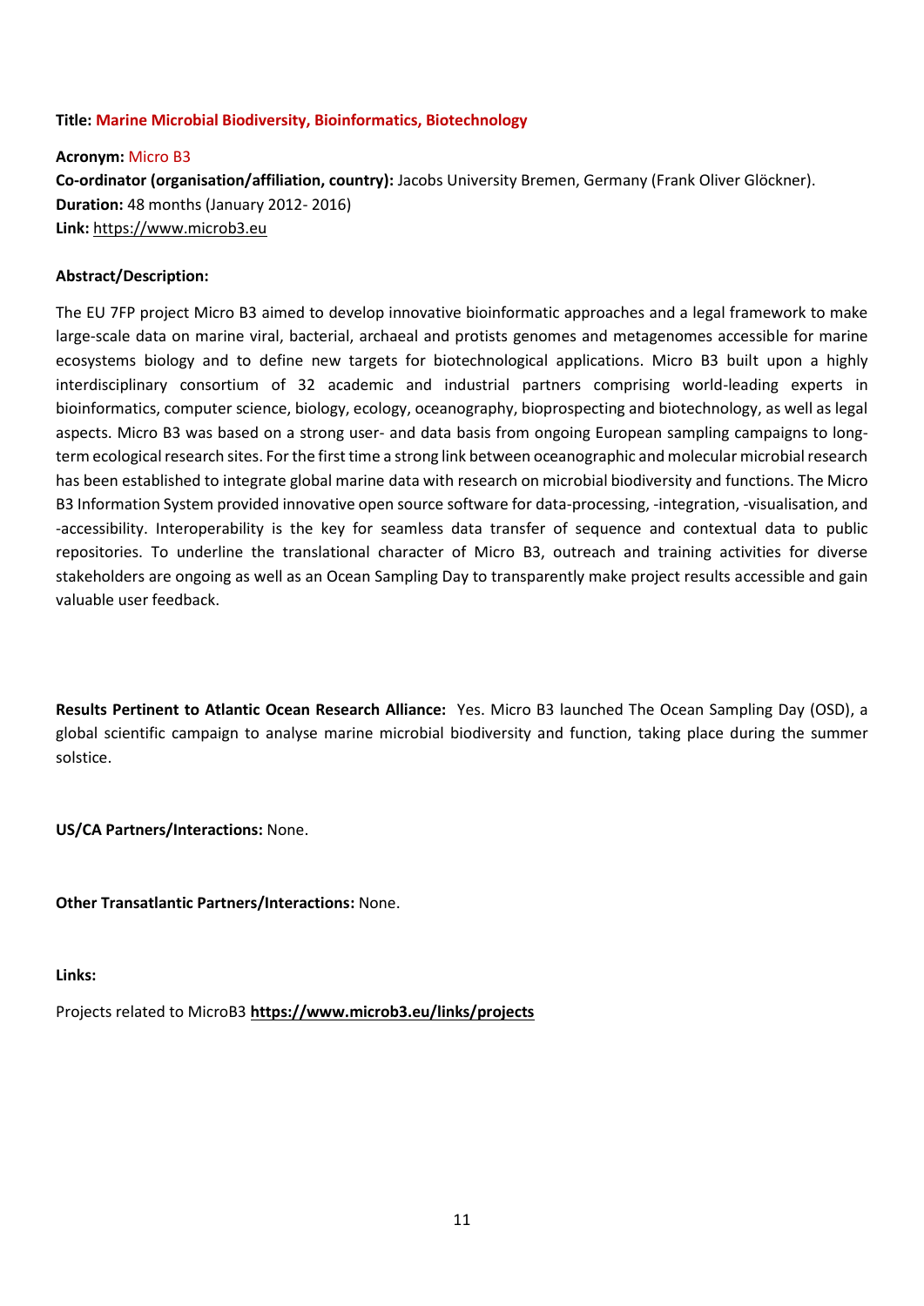**Title:** **Marine Microbial Biodiversity, Bioinformatics, Biotechnology**

**Acronym:** Micro B3
**Co-ordinator (organisation/affiliation, country):** Jacobs University Bremen, Germany (Frank Oliver Glöckner).
**Duration:** 48 months (January 2012- 2016)
**Link:** https://www.microb3.eu

**Abstract/Description:**

The EU 7FP project Micro B3 aimed to develop innovative bioinformatic approaches and a legal framework to make large-scale data on marine viral, bacterial, archaeal and protists genomes and metagenomes accessible for marine ecosystems biology and to define new targets for biotechnological applications. Micro B3 built upon a highly interdisciplinary consortium of 32 academic and industrial partners comprising world-leading experts in bioinformatics, computer science, biology, ecology, oceanography, bioprospecting and biotechnology, as well as legal aspects. Micro B3 was based on a strong user- and data basis from ongoing European sampling campaigns to long-term ecological research sites. For the first time a strong link between oceanographic and molecular microbial research has been established to integrate global marine data with research on microbial biodiversity and functions. The Micro B3 Information System provided innovative open source software for data-processing, -integration, -visualisation, and -accessibility. Interoperability is the key for seamless data transfer of sequence and contextual data to public repositories. To underline the translational character of Micro B3, outreach and training activities for diverse stakeholders are ongoing as well as an Ocean Sampling Day to transparently make project results accessible and gain valuable user feedback.

**Results Pertinent to Atlantic Ocean Research Alliance:** Yes. Micro B3 launched The Ocean Sampling Day (OSD), a global scientific campaign to analyse marine microbial biodiversity and function, taking place during the summer solstice.

**US/CA Partners/Interactions:** None.

**Other Transatlantic Partners/Interactions:** None.

**Links:**

Projects related to MicroB3 **https://www.microb3.eu/links/projects**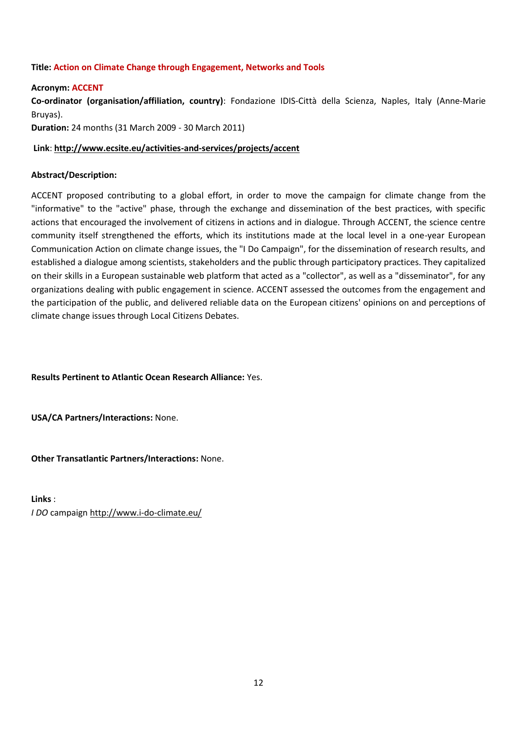**Title: Action on Climate Change through Engagement, Networks and Tools**

**Acronym: ACCENT**

**Co-ordinator (organisation/affiliation, country)**: Fondazione IDIS-Città della Scienza, Naples, Italy (Anne-Marie Bruyas).

**Duration:** 24 months (31 March 2009 - 30 March 2011)

**Link**: **http://www.ecsite.eu/activities-and-services/projects/accent**

**Abstract/Description:**

ACCENT proposed contributing to a global effort, in order to move the campaign for climate change from the "informative" to the "active" phase, through the exchange and dissemination of the best practices, with specific actions that encouraged the involvement of citizens in actions and in dialogue. Through ACCENT, the science centre community itself strengthened the efforts, which its institutions made at the local level in a one-year European Communication Action on climate change issues, the "I Do Campaign", for the dissemination of research results, and established a dialogue among scientists, stakeholders and the public through participatory practices. They capitalized on their skills in a European sustainable web platform that acted as a "collector", as well as a "disseminator", for any organizations dealing with public engagement in science. ACCENT assessed the outcomes from the engagement and the participation of the public, and delivered reliable data on the European citizens' opinions on and perceptions of climate change issues through Local Citizens Debates.

**Results Pertinent to Atlantic Ocean Research Alliance:** Yes.

**USA/CA Partners/Interactions:** None.

**Other Transatlantic Partners/Interactions:** None.

**Links** :

*I DO* campaign http://www.i-do-climate.eu/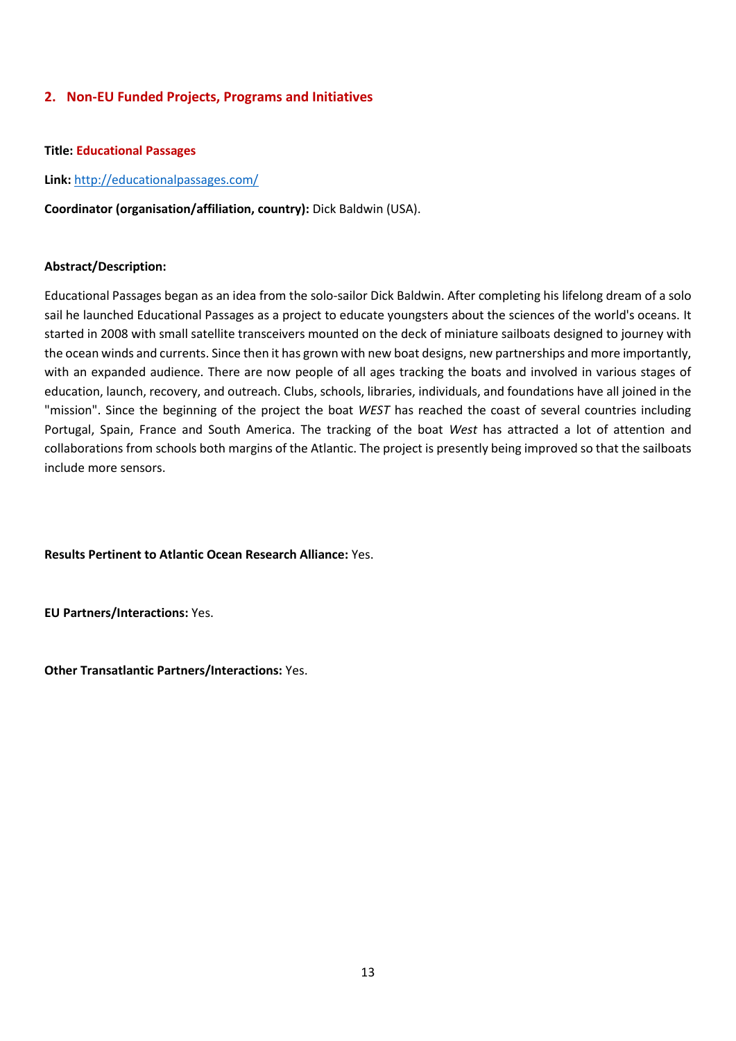## 2. Non-EU Funded Projects, Programs and Initiatives

**Title: Educational Passages**

**Link:** [http://educationalpassages.com/](http://educationalpassages.com/)

**Coordinator (organisation/affiliation, country):** Dick Baldwin (USA).

**Abstract/Description:**

Educational Passages began as an idea from the solo-sailor Dick Baldwin. After completing his lifelong dream of a solo sail he launched Educational Passages as a project to educate youngsters about the sciences of the world's oceans. It started in 2008 with small satellite transceivers mounted on the deck of miniature sailboats designed to journey with the ocean winds and currents. Since then it has grown with new boat designs, new partnerships and more importantly, with an expanded audience. There are now people of all ages tracking the boats and involved in various stages of education, launch, recovery, and outreach. Clubs, schools, libraries, individuals, and foundations have all joined in the "mission". Since the beginning of the project the boat *WEST* has reached the coast of several countries including Portugal, Spain, France and South America. The tracking of the boat *West* has attracted a lot of attention and collaborations from schools both margins of the Atlantic. The project is presently being improved so that the sailboats include more sensors.

**Results Pertinent to Atlantic Ocean Research Alliance:** Yes.

**EU Partners/Interactions:** Yes.

**Other Transatlantic Partners/Interactions:** Yes.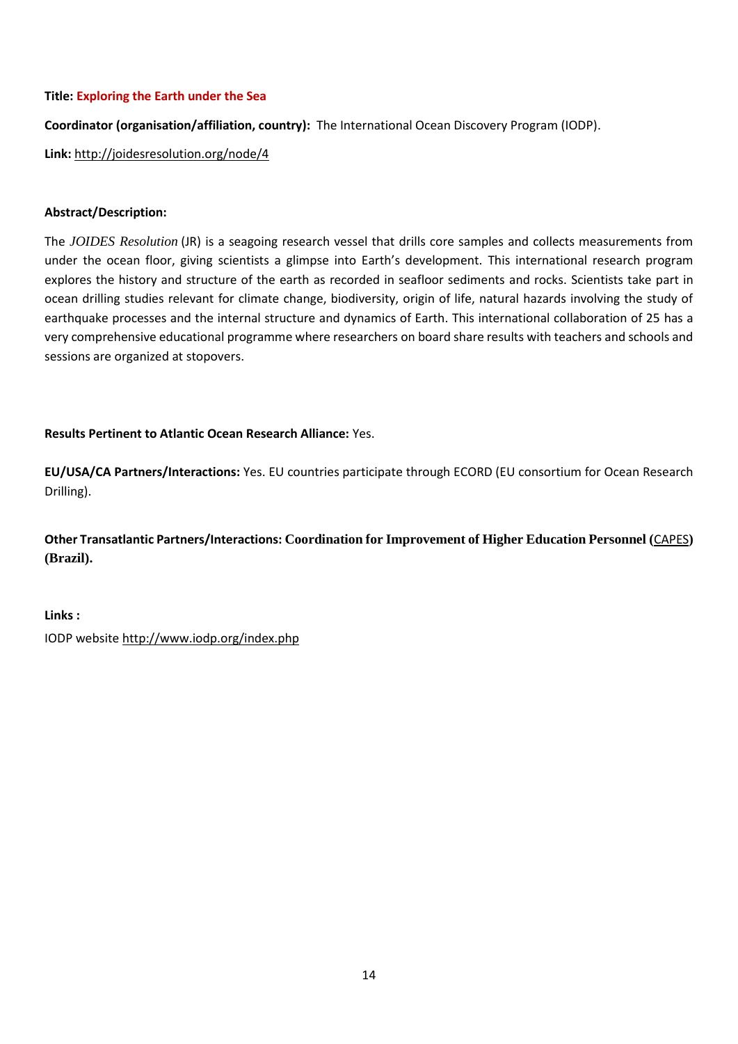**Title: Exploring the Earth under the Sea**

**Coordinator (organisation/affiliation, country):** The International Ocean Discovery Program (IODP).

**Link:** http://joidesresolution.org/node/4

**Abstract/Description:**

The *JOIDES Resolution* (JR) is a seagoing research vessel that drills core samples and collects measurements from under the ocean floor, giving scientists a glimpse into Earth's development. This international research program explores the history and structure of the earth as recorded in seafloor sediments and rocks. Scientists take part in ocean drilling studies relevant for climate change, biodiversity, origin of life, natural hazards involving the study of earthquake processes and the internal structure and dynamics of Earth. This international collaboration of 25 has a very comprehensive educational programme where researchers on board share results with teachers and schools and sessions are organized at stopovers.

**Results Pertinent to Atlantic Ocean Research Alliance:** Yes.

**EU/USA/CA Partners/Interactions:** Yes. EU countries participate through ECORD (EU consortium for Ocean Research Drilling).

**Other Transatlantic Partners/Interactions: Coordination for Improvement of Higher Education Personnel (**CAPES**) (Brazil).**

**Links :**

IODP website http://www.iodp.org/index.php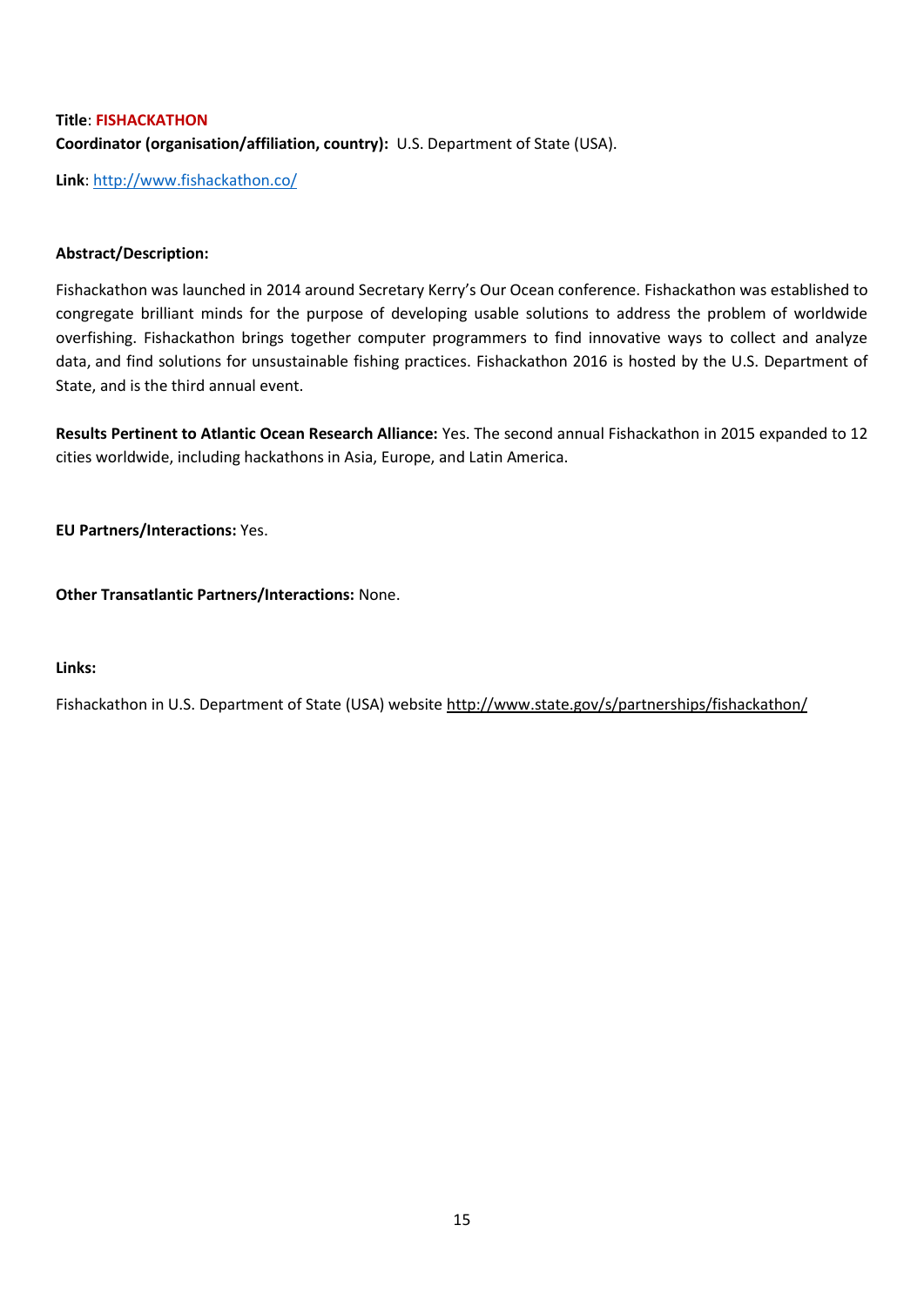**Title**: **FISHACKATHON**

**Coordinator (organisation/affiliation, country):** U.S. Department of State (USA).

**Link**: http://www.fishackathon.co/

**Abstract/Description:**

Fishackathon was launched in 2014 around Secretary Kerry's Our Ocean conference. Fishackathon was established to congregate brilliant minds for the purpose of developing usable solutions to address the problem of worldwide overfishing. Fishackathon brings together computer programmers to find innovative ways to collect and analyze data, and find solutions for unsustainable fishing practices. Fishackathon 2016 is hosted by the U.S. Department of State, and is the third annual event.

**Results Pertinent to Atlantic Ocean Research Alliance:** Yes. The second annual Fishackathon in 2015 expanded to 12 cities worldwide, including hackathons in Asia, Europe, and Latin America.

**EU Partners/Interactions:** Yes.

**Other Transatlantic Partners/Interactions:** None.

**Links:**

Fishackathon in U.S. Department of State (USA) website http://www.state.gov/s/partnerships/fishackathon/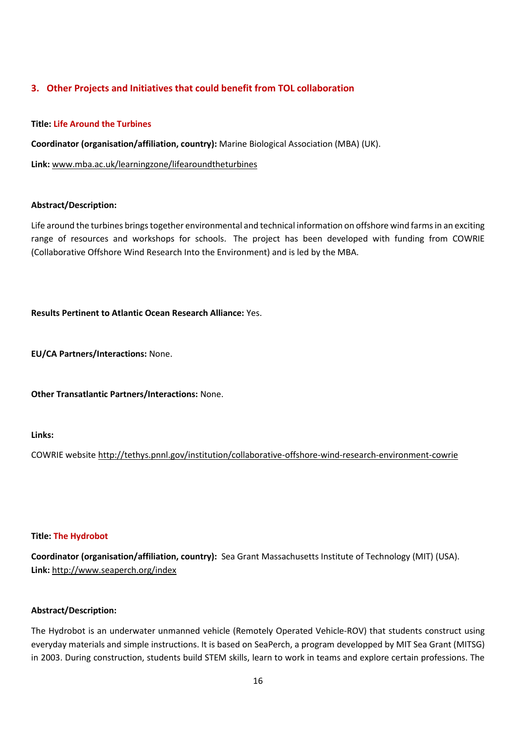## 3. Other Projects and Initiatives that could benefit from TOL collaboration

**Title: Life Around the Turbines**

**Coordinator (organisation/affiliation, country):** Marine Biological Association (MBA) (UK).

**Link:** www.mba.ac.uk/learningzone/lifearoundtheturbines

**Abstract/Description:**

Life around the turbines brings together environmental and technical information on offshore wind farms in an exciting range of resources and workshops for schools. The project has been developed with funding from COWRIE (Collaborative Offshore Wind Research Into the Environment) and is led by the MBA.

**Results Pertinent to Atlantic Ocean Research Alliance:** Yes.

**EU/CA Partners/Interactions:** None.

**Other Transatlantic Partners/Interactions:** None.

**Links:**

COWRIE website http://tethys.pnnl.gov/institution/collaborative-offshore-wind-research-environment-cowrie

**Title: The Hydrobot**

**Coordinator (organisation/affiliation, country):** Sea Grant Massachusetts Institute of Technology (MIT) (USA).
**Link:** http://www.seaperch.org/index

**Abstract/Description:**

The Hydrobot is an underwater unmanned vehicle (Remotely Operated Vehicle-ROV) that students construct using everyday materials and simple instructions. It is based on SeaPerch, a program developped by MIT Sea Grant (MITSG) in 2003. During construction, students build STEM skills, learn to work in teams and explore certain professions. The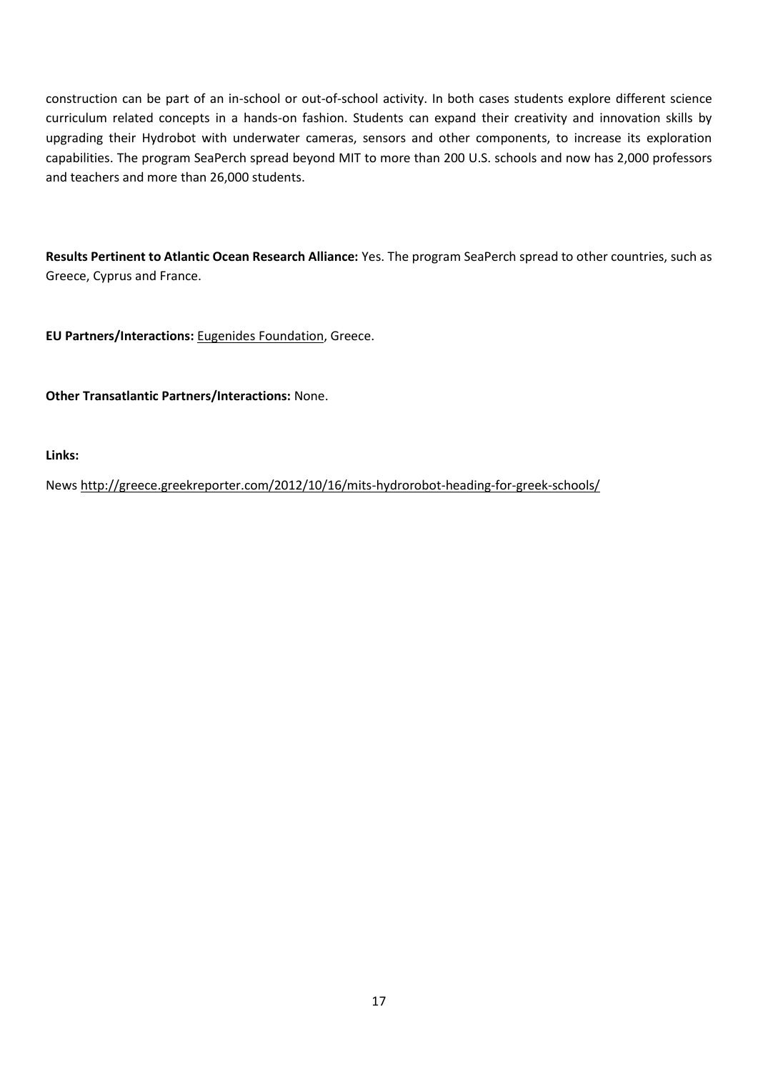construction can be part of an in-school or out-of-school activity. In both cases students explore different science curriculum related concepts in a hands-on fashion. Students can expand their creativity and innovation skills by upgrading their Hydrobot with underwater cameras, sensors and other components, to increase its exploration capabilities. The program SeaPerch spread beyond MIT to more than 200 U.S. schools and now has 2,000 professors and teachers and more than 26,000 students.

**Results Pertinent to Atlantic Ocean Research Alliance:** Yes. The program SeaPerch spread to other countries, such as Greece, Cyprus and France.

**EU Partners/Interactions:** Eugenides Foundation, Greece.

**Other Transatlantic Partners/Interactions:** None.

**Links:**

News http://greece.greekreporter.com/2012/10/16/mits-hydrorobot-heading-for-greek-schools/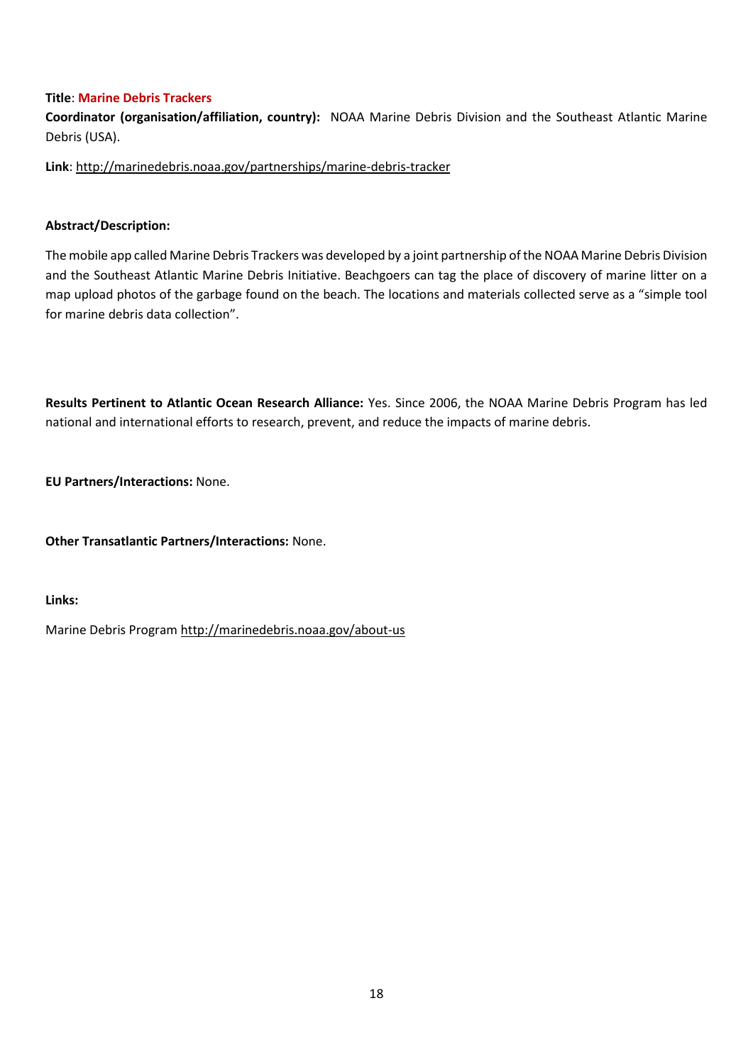**Title**: **Marine Debris Trackers**

**Coordinator (organisation/affiliation, country):** NOAA Marine Debris Division and the Southeast Atlantic Marine Debris (USA).

**Link**: http://marinedebris.noaa.gov/partnerships/marine-debris-tracker

**Abstract/Description:**

The mobile app called Marine Debris Trackers was developed by a joint partnership of the NOAA Marine Debris Division and the Southeast Atlantic Marine Debris Initiative. Beachgoers can tag the place of discovery of marine litter on a map upload photos of the garbage found on the beach. The locations and materials collected serve as a "simple tool for marine debris data collection".

**Results Pertinent to Atlantic Ocean Research Alliance:** Yes. Since 2006, the NOAA Marine Debris Program has led national and international efforts to research, prevent, and reduce the impacts of marine debris.

**EU Partners/Interactions:** None.

**Other Transatlantic Partners/Interactions:** None.

**Links:**

Marine Debris Program http://marinedebris.noaa.gov/about-us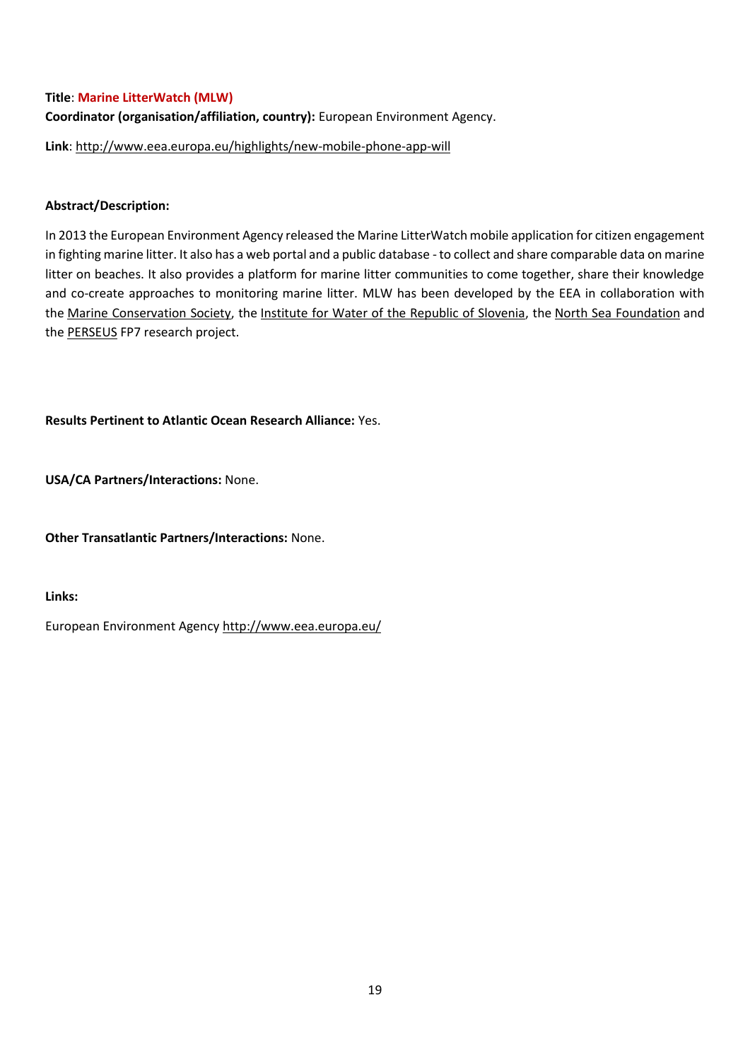**Title**: **Marine LitterWatch (MLW)**

**Coordinator (organisation/affiliation, country):** European Environment Agency.

**Link**: http://www.eea.europa.eu/highlights/new-mobile-phone-app-will

**Abstract/Description:**

In 2013 the European Environment Agency released the Marine LitterWatch mobile application for citizen engagement in fighting marine litter. It also has a web portal and a public database - to collect and share comparable data on marine litter on beaches. It also provides a platform for marine litter communities to come together, share their knowledge and co-create approaches to monitoring marine litter. MLW has been developed by the EEA in collaboration with the Marine Conservation Society, the Institute for Water of the Republic of Slovenia, the North Sea Foundation and the PERSEUS FP7 research project.

**Results Pertinent to Atlantic Ocean Research Alliance:** Yes.

**USA/CA Partners/Interactions:** None.

**Other Transatlantic Partners/Interactions:** None.

**Links:**

European Environment Agency http://www.eea.europa.eu/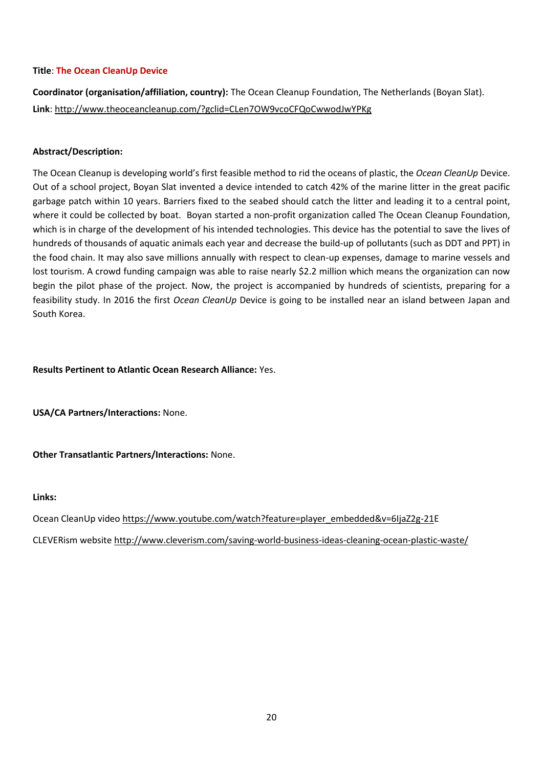**Title**: **The Ocean CleanUp Device**

**Coordinator (organisation/affiliation, country):** The Ocean Cleanup Foundation, The Netherlands (Boyan Slat).

**Link**: http://www.theoceancleanup.com/?gclid=CLen7OW9vcoCFQoCwwodJwYPKg

**Abstract/Description:**

The Ocean Cleanup is developing world's first feasible method to rid the oceans of plastic, the *Ocean CleanUp* Device. Out of a school project, Boyan Slat invented a device intended to catch 42% of the marine litter in the great pacific garbage patch within 10 years. Barriers fixed to the seabed should catch the litter and leading it to a central point, where it could be collected by boat. Boyan started a non-profit organization called The Ocean Cleanup Foundation, which is in charge of the development of his intended technologies. This device has the potential to save the lives of hundreds of thousands of aquatic animals each year and decrease the build-up of pollutants (such as DDT and PPT) in the food chain. It may also save millions annually with respect to clean-up expenses, damage to marine vessels and lost tourism. A crowd funding campaign was able to raise nearly $2.2 million which means the organization can now begin the pilot phase of the project. Now, the project is accompanied by hundreds of scientists, preparing for a feasibility study. In 2016 the first *Ocean CleanUp* Device is going to be installed near an island between Japan and South Korea.

**Results Pertinent to Atlantic Ocean Research Alliance:** Yes.

**USA/CA Partners/Interactions:** None.

**Other Transatlantic Partners/Interactions:** None.

**Links:**

Ocean CleanUp video https://www.youtube.com/watch?feature=player_embedded&v=6IjaZ2g-21E

CLEVERism website http://www.cleverism.com/saving-world-business-ideas-cleaning-ocean-plastic-waste/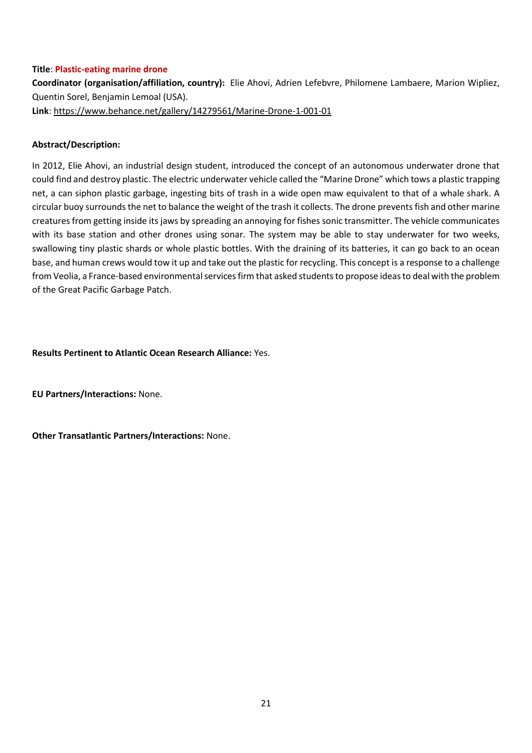**Title**: **Plastic-eating marine drone**

**Coordinator (organisation/affiliation, country):** Elie Ahovi, Adrien Lefebvre, Philomene Lambaere, Marion Wipliez, Quentin Sorel, Benjamin Lemoal (USA).

**Link**: https://www.behance.net/gallery/14279561/Marine-Drone-1-001-01

**Abstract/Description:**

In 2012, Elie Ahovi, an industrial design student, introduced the concept of an autonomous underwater drone that could find and destroy plastic. The electric underwater vehicle called the "Marine Drone" which tows a plastic trapping net, a can siphon plastic garbage, ingesting bits of trash in a wide open maw equivalent to that of a whale shark. A circular buoy surrounds the net to balance the weight of the trash it collects. The drone prevents fish and other marine creatures from getting inside its jaws by spreading an annoying for fishes sonic transmitter. The vehicle communicates with its base station and other drones using sonar. The system may be able to stay underwater for two weeks, swallowing tiny plastic shards or whole plastic bottles. With the draining of its batteries, it can go back to an ocean base, and human crews would tow it up and take out the plastic for recycling. This concept is a response to a challenge from Veolia, a France-based environmental services firm that asked students to propose ideas to deal with the problem of the Great Pacific Garbage Patch.

**Results Pertinent to Atlantic Ocean Research Alliance:** Yes.

**EU Partners/Interactions:** None.

**Other Transatlantic Partners/Interactions:** None.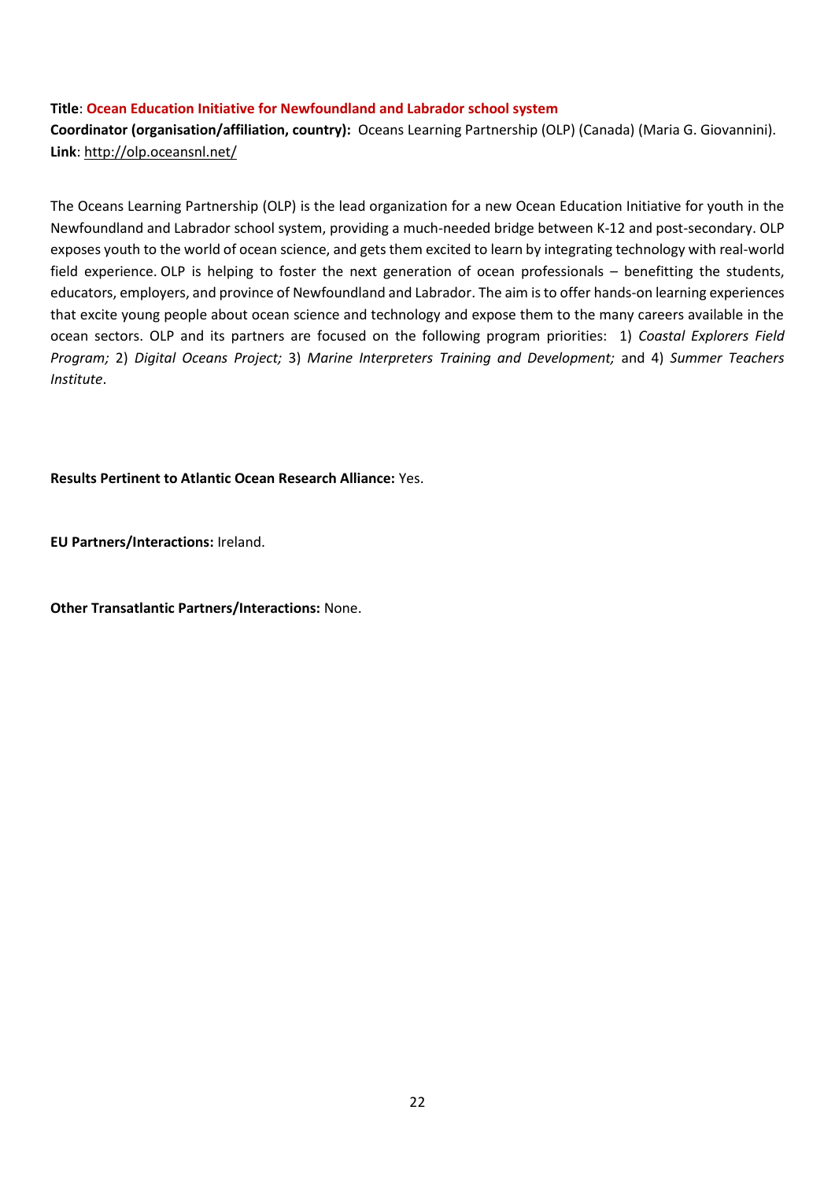**Title**: **Ocean Education Initiative for Newfoundland and Labrador school system**
**Coordinator (organisation/affiliation, country):** Oceans Learning Partnership (OLP) (Canada) (Maria G. Giovannini).
**Link**: http://olp.oceansnl.net/

The Oceans Learning Partnership (OLP) is the lead organization for a new Ocean Education Initiative for youth in the Newfoundland and Labrador school system, providing a much-needed bridge between K-12 and post-secondary. OLP exposes youth to the world of ocean science, and gets them excited to learn by integrating technology with real-world field experience. OLP is helping to foster the next generation of ocean professionals – benefitting the students, educators, employers, and province of Newfoundland and Labrador. The aim is to offer hands-on learning experiences that excite young people about ocean science and technology and expose them to the many careers available in the ocean sectors. OLP and its partners are focused on the following program priorities: 1) *Coastal Explorers Field Program;* 2) *Digital Oceans Project;* 3) *Marine Interpreters Training and Development;* and 4) *Summer Teachers Institute*.

**Results Pertinent to Atlantic Ocean Research Alliance:** Yes.

**EU Partners/Interactions:** Ireland.

**Other Transatlantic Partners/Interactions:** None.